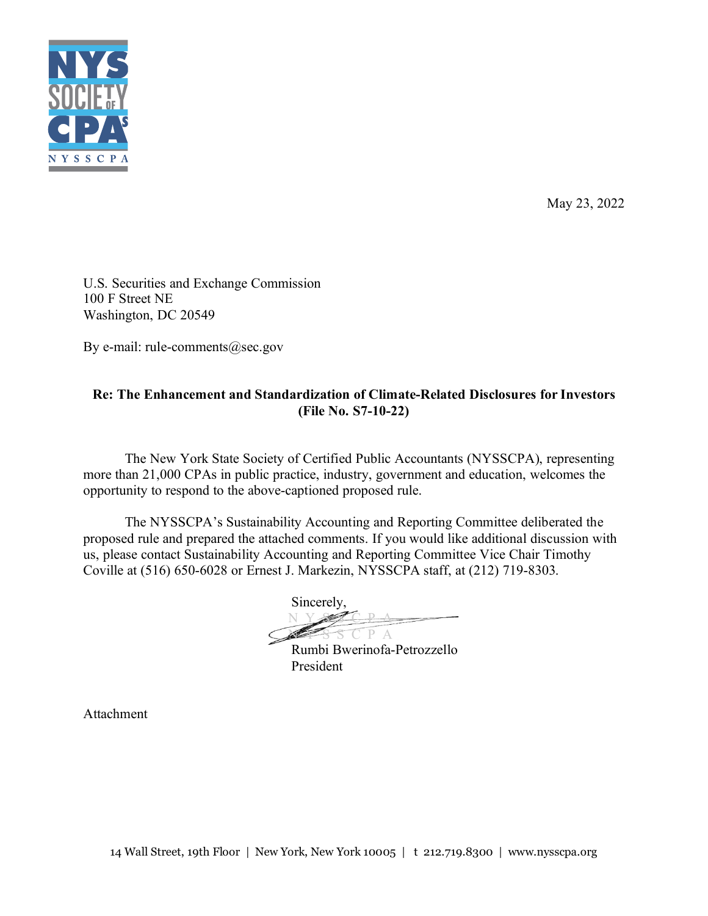May 23, 2022

U.S. Securities and Exchange Commission
100 F Street NE
Washington, DC 20549

By e-mail: rule-comments@sec.gov

**Re: The Enhancement and Standardization of Climate-Related Disclosures for Investors (File No. S7-10-22)**

The New York State Society of Certified Public Accountants (NYSSCPA), representing more than 21,000 CPAs in public practice, industry, government and education, welcomes the opportunity to respond to the above-captioned proposed rule.

The NYSSCPA's Sustainability Accounting and Reporting Committee deliberated the proposed rule and prepared the attached comments. If you would like additional discussion with us, please contact Sustainability Accounting and Reporting Committee Vice Chair Timothy Coville at (516) 650-6028 or Ernest J. Markezin, NYSSCPA staff, at (212) 719-8303.

Sincerely,

Rumbi Bwerinofa-Petrozzello
President

Attachment

14 Wall Street, 19th Floor | New York, New York 10005 | t 212.719.8300 | www.nysscpa.org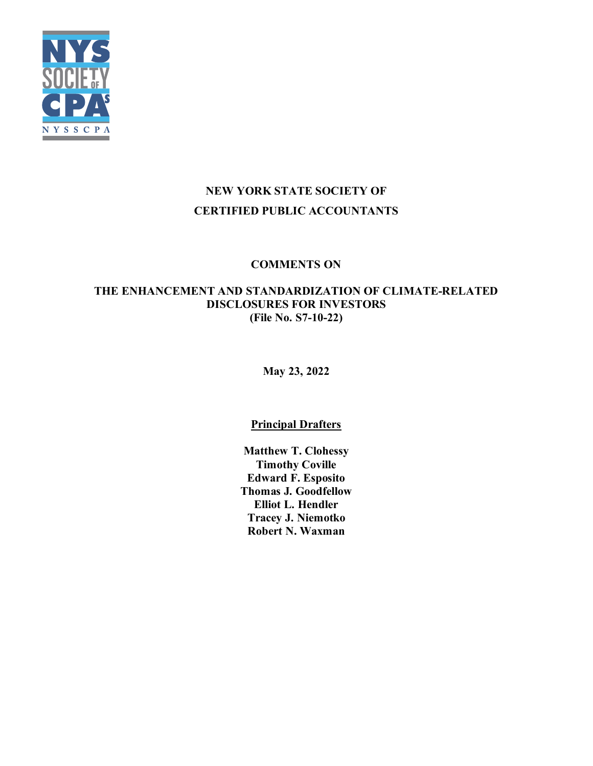**NEW YORK STATE SOCIETY OF**

**CERTIFIED PUBLIC ACCOUNTANTS**

**COMMENTS ON**

**THE ENHANCEMENT AND STANDARDIZATION OF CLIMATE-RELATED DISCLOSURES FOR INVESTORS**
**(File No. S7-10-22)**

**May 23, 2022**

**Principal Drafters**

**Matthew T. Clohessy**
**Timothy Coville**
**Edward F. Esposito**
**Thomas J. Goodfellow**
**Elliot L. Hendler**
**Tracey J. Niemotko**
**Robert N. Waxman**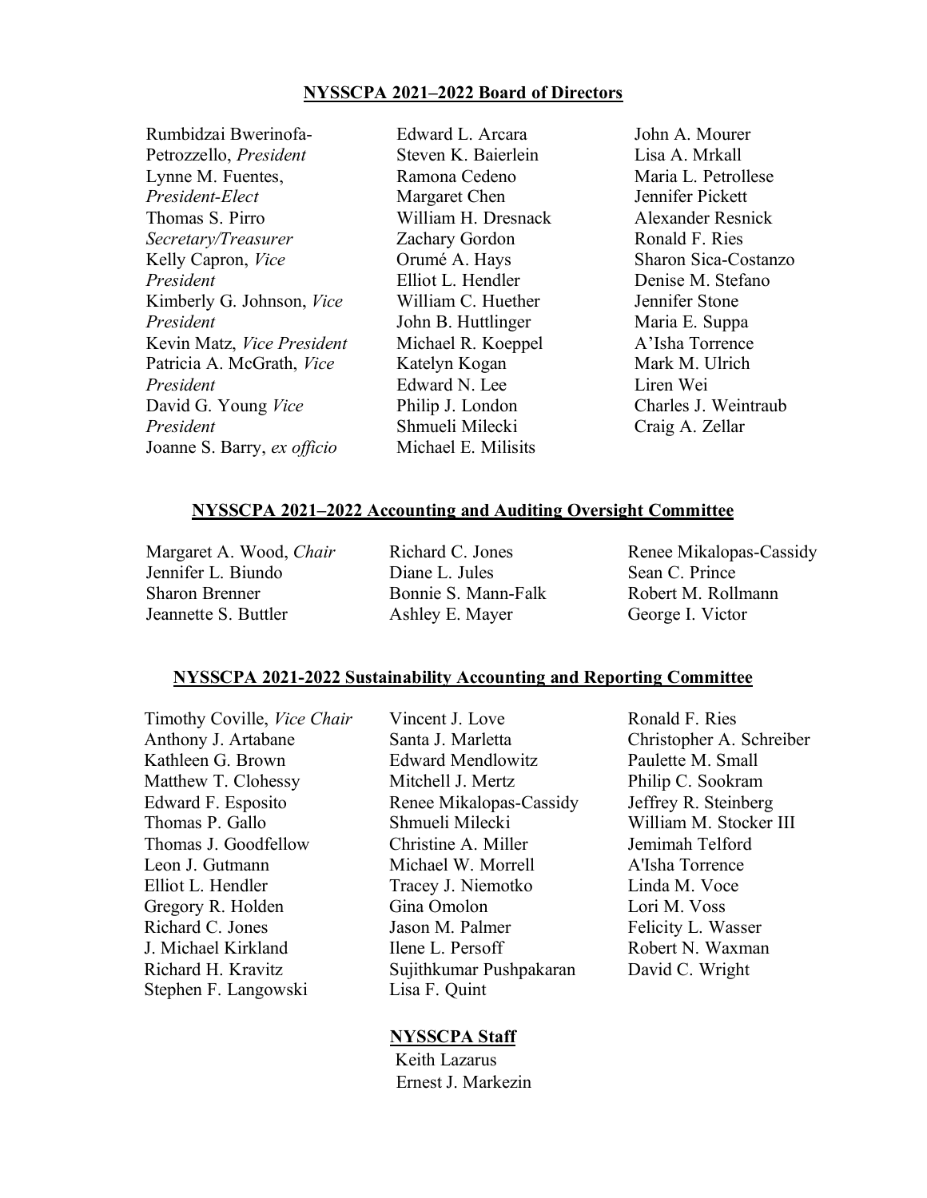## NYSSCPA 2021–2022 Board of Directors

Rumbidzai Bwerinofa-Petrozzello, *President*
Lynne M. Fuentes, *President-Elect*
Thomas S. Pirro *Secretary/Treasurer*
Kelly Capron, *Vice President*
Kimberly G. Johnson, *Vice President*
Kevin Matz, *Vice President*
Patricia A. McGrath, *Vice President*
David G. Young *Vice President*
Joanne S. Barry, *ex officio*
Edward L. Arcara
Steven K. Baierlein
Ramona Cedeno
Margaret Chen
William H. Dresnack
Zachary Gordon
Orumé A. Hays
Elliot L. Hendler
William C. Huether
John B. Huttlinger
Michael R. Koeppel
Katelyn Kogan
Edward N. Lee
Philip J. London
Shmueli Milecki
Michael E. Milisits
John A. Mourer
Lisa A. Mrkall
Maria L. Petrollese
Jennifer Pickett
Alexander Resnick
Ronald F. Ries
Sharon Sica-Costanzo
Denise M. Stefano
Jennifer Stone
Maria E. Suppa
A'Isha Torrence
Mark M. Ulrich
Liren Wei
Charles J. Weintraub
Craig A. Zellar

## NYSSCPA 2021–2022 Accounting and Auditing Oversight Committee

Margaret A. Wood, *Chair*
Jennifer L. Biundo
Sharon Brenner
Jeannette S. Buttler
Richard C. Jones
Diane L. Jules
Bonnie S. Mann-Falk
Ashley E. Mayer
Renee Mikalopas-Cassidy
Sean C. Prince
Robert M. Rollmann
George I. Victor

## NYSSCPA 2021-2022 Sustainability Accounting and Reporting Committee

Timothy Coville, *Vice Chair*
Anthony J. Artabane
Kathleen G. Brown
Matthew T. Clohessy
Edward F. Esposito
Thomas P. Gallo
Thomas J. Goodfellow
Leon J. Gutmann
Elliot L. Hendler
Gregory R. Holden
Richard C. Jones
J. Michael Kirkland
Richard H. Kravitz
Stephen F. Langowski
Vincent J. Love
Santa J. Marletta
Edward Mendlowitz
Mitchell J. Mertz
Renee Mikalopas-Cassidy
Shmueli Milecki
Christine A. Miller
Michael W. Morrell
Tracey J. Niemotko
Gina Omolon
Jason M. Palmer
Ilene L. Persoff
Sujithkumar Pushpakaran
Lisa F. Quint
Ronald F. Ries
Christopher A. Schreiber
Paulette M. Small
Philip C. Sookram
Jeffrey R. Steinberg
William M. Stocker III
Jemimah Telford
A'Isha Torrence
Linda M. Voce
Lori M. Voss
Felicity L. Wasser
Robert N. Waxman
David C. Wright

## NYSSCPA Staff

Keith Lazarus
Ernest J. Markezin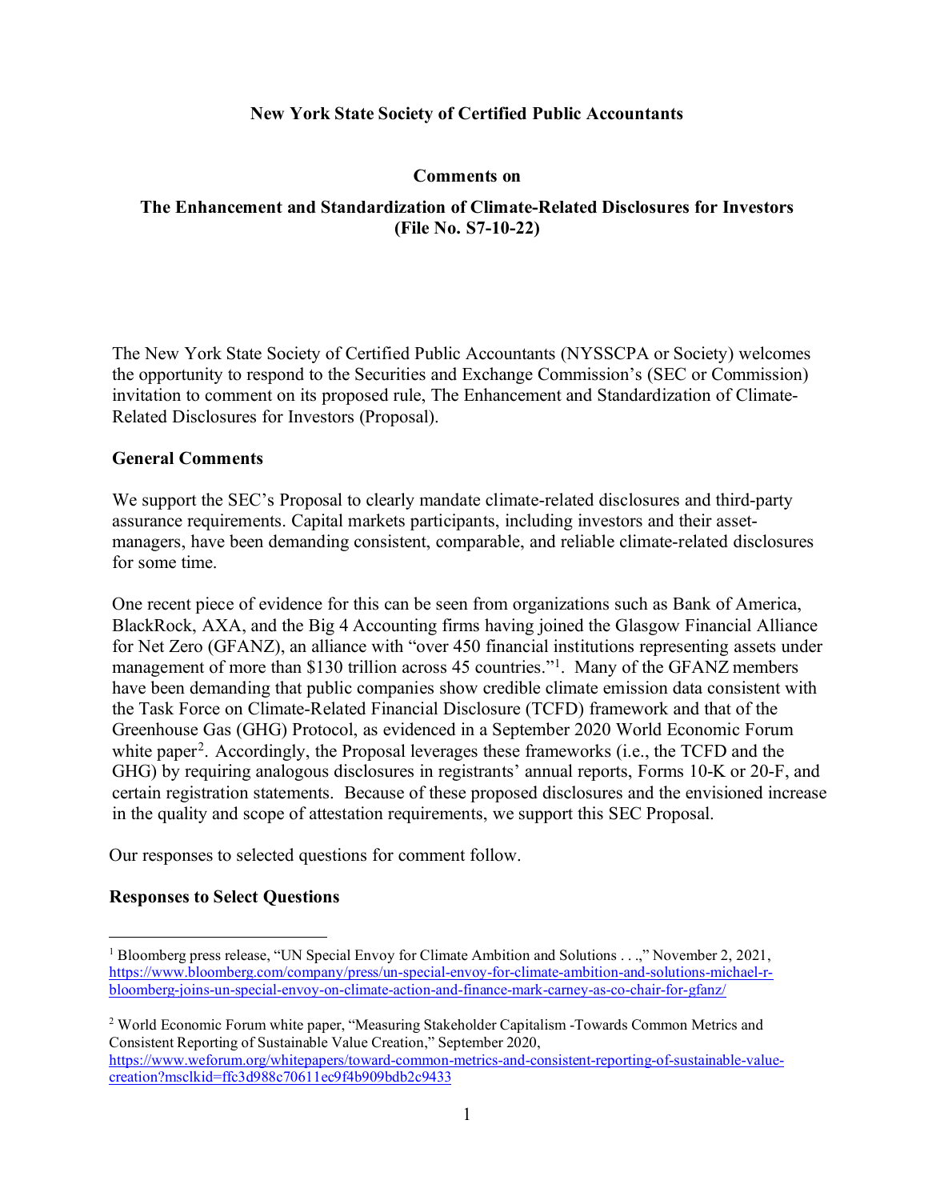**New York State Society of Certified Public Accountants**

**Comments on**

**The Enhancement and Standardization of Climate-Related Disclosures for Investors (File No. S7-10-22)**

The New York State Society of Certified Public Accountants (NYSSCPA or Society) welcomes the opportunity to respond to the Securities and Exchange Commission's (SEC or Commission) invitation to comment on its proposed rule, The Enhancement and Standardization of Climate-Related Disclosures for Investors (Proposal).

**General Comments**

We support the SEC's Proposal to clearly mandate climate-related disclosures and third-party assurance requirements. Capital markets participants, including investors and their asset-managers, have been demanding consistent, comparable, and reliable climate-related disclosures for some time.

One recent piece of evidence for this can be seen from organizations such as Bank of America, BlackRock, AXA, and the Big 4 Accounting firms having joined the Glasgow Financial Alliance for Net Zero (GFANZ), an alliance with "over 450 financial institutions representing assets under management of more than $130 trillion across 45 countries."[1]. Many of the GFANZ members have been demanding that public companies show credible climate emission data consistent with the Task Force on Climate-Related Financial Disclosure (TCFD) framework and that of the Greenhouse Gas (GHG) Protocol, as evidenced in a September 2020 World Economic Forum white paper[2]. Accordingly, the Proposal leverages these frameworks (i.e., the TCFD and the GHG) by requiring analogous disclosures in registrants' annual reports, Forms 10-K or 20-F, and certain registration statements. Because of these proposed disclosures and the envisioned increase in the quality and scope of attestation requirements, we support this SEC Proposal.

Our responses to selected questions for comment follow.

**Responses to Select Questions**

---

[1] Bloomberg press release, "UN Special Envoy for Climate Ambition and Solutions . . .," November 2, 2021, https://www.bloomberg.com/company/press/un-special-envoy-for-climate-ambition-and-solutions-michael-r-bloomberg-joins-un-special-envoy-on-climate-action-and-finance-mark-carney-as-co-chair-for-gfanz/

[2] World Economic Forum white paper, "Measuring Stakeholder Capitalism -Towards Common Metrics and Consistent Reporting of Sustainable Value Creation," September 2020, https://www.weforum.org/whitepapers/toward-common-metrics-and-consistent-reporting-of-sustainable-value-creation?msclkid=ffc3d988c70611ec9f4b909bdb2c9433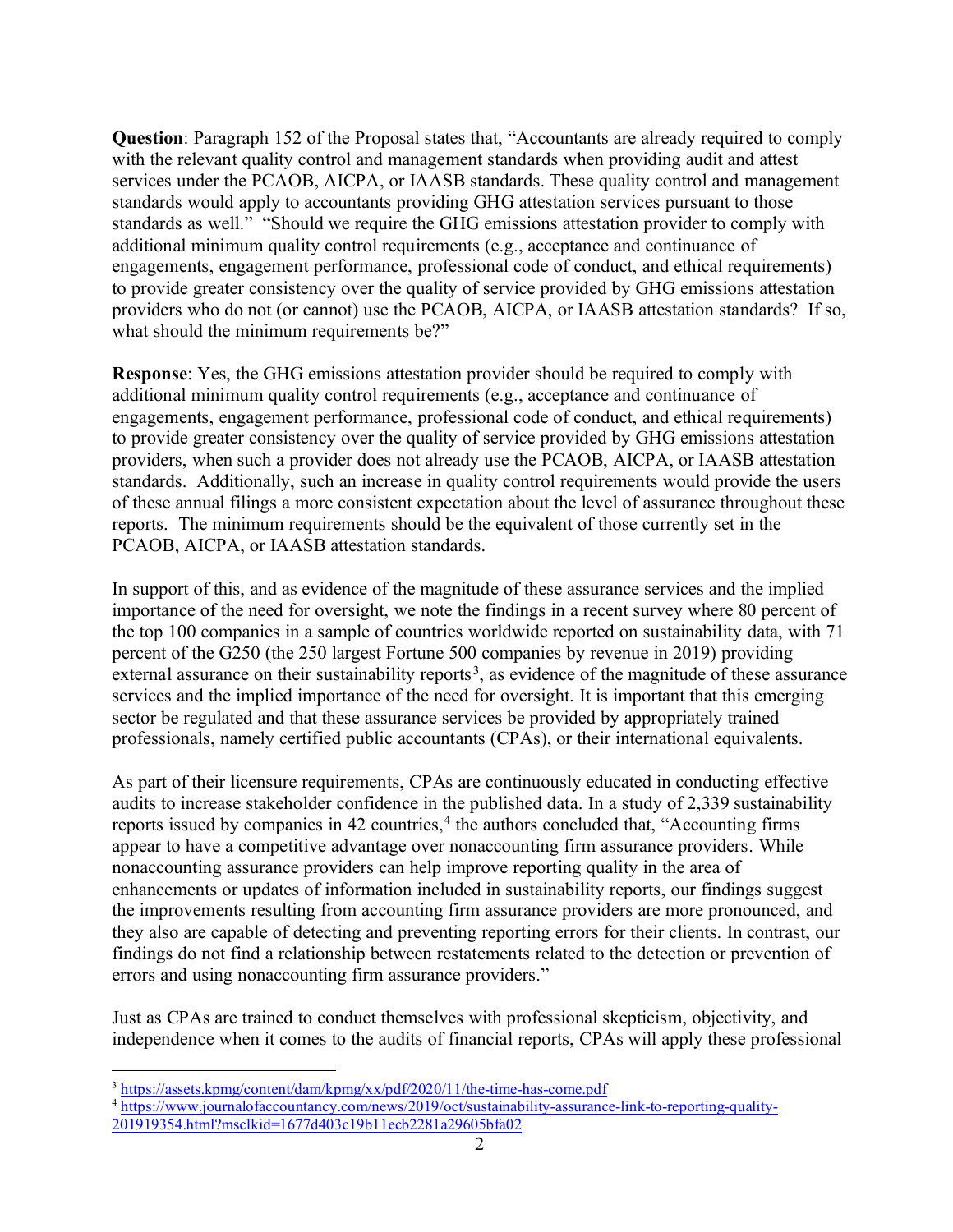**Question**: Paragraph 152 of the Proposal states that, "Accountants are already required to comply with the relevant quality control and management standards when providing audit and attest services under the PCAOB, AICPA, or IAASB standards. These quality control and management standards would apply to accountants providing GHG attestation services pursuant to those standards as well." "Should we require the GHG emissions attestation provider to comply with additional minimum quality control requirements (e.g., acceptance and continuance of engagements, engagement performance, professional code of conduct, and ethical requirements) to provide greater consistency over the quality of service provided by GHG emissions attestation providers who do not (or cannot) use the PCAOB, AICPA, or IAASB attestation standards? If so, what should the minimum requirements be?"

**Response**: Yes, the GHG emissions attestation provider should be required to comply with additional minimum quality control requirements (e.g., acceptance and continuance of engagements, engagement performance, professional code of conduct, and ethical requirements) to provide greater consistency over the quality of service provided by GHG emissions attestation providers, when such a provider does not already use the PCAOB, AICPA, or IAASB attestation standards. Additionally, such an increase in quality control requirements would provide the users of these annual filings a more consistent expectation about the level of assurance throughout these reports. The minimum requirements should be the equivalent of those currently set in the PCAOB, AICPA, or IAASB attestation standards.

In support of this, and as evidence of the magnitude of these assurance services and the implied importance of the need for oversight, we note the findings in a recent survey where 80 percent of the top 100 companies in a sample of countries worldwide reported on sustainability data, with 71 percent of the G250 (the 250 largest Fortune 500 companies by revenue in 2019) providing external assurance on their sustainability reports[3], as evidence of the magnitude of these assurance services and the implied importance of the need for oversight. It is important that this emerging sector be regulated and that these assurance services be provided by appropriately trained professionals, namely certified public accountants (CPAs), or their international equivalents.

As part of their licensure requirements, CPAs are continuously educated in conducting effective audits to increase stakeholder confidence in the published data. In a study of 2,339 sustainability reports issued by companies in 42 countries,[4] the authors concluded that, "Accounting firms appear to have a competitive advantage over nonaccounting firm assurance providers. While nonaccounting assurance providers can help improve reporting quality in the area of enhancements or updates of information included in sustainability reports, our findings suggest the improvements resulting from accounting firm assurance providers are more pronounced, and they also are capable of detecting and preventing reporting errors for their clients. In contrast, our findings do not find a relationship between restatements related to the detection or prevention of errors and using nonaccounting firm assurance providers."

Just as CPAs are trained to conduct themselves with professional skepticism, objectivity, and independence when it comes to the audits of financial reports, CPAs will apply these professional

---

[3] https://assets.kpmg/content/dam/kpmg/xx/pdf/2020/11/the-time-has-come.pdf

[4] https://www.journalofaccountancy.com/news/2019/oct/sustainability-assurance-link-to-reporting-quality-201919354.html?msclkid=1677d403c19b11ecb2281a29605bfa02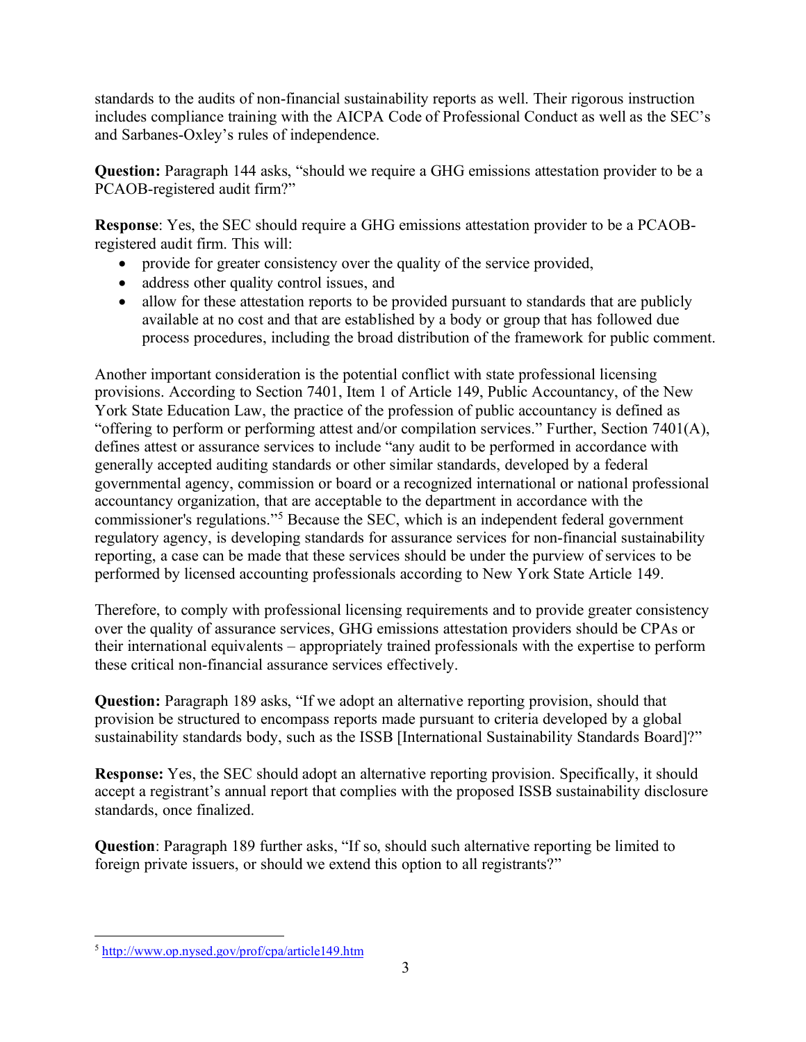standards to the audits of non-financial sustainability reports as well. Their rigorous instruction includes compliance training with the AICPA Code of Professional Conduct as well as the SEC's and Sarbanes-Oxley's rules of independence.

**Question:** Paragraph 144 asks, "should we require a GHG emissions attestation provider to be a PCAOB-registered audit firm?"

**Response**: Yes, the SEC should require a GHG emissions attestation provider to be a PCAOB-registered audit firm. This will:

- provide for greater consistency over the quality of the service provided,
- address other quality control issues, and
- allow for these attestation reports to be provided pursuant to standards that are publicly available at no cost and that are established by a body or group that has followed due process procedures, including the broad distribution of the framework for public comment.

Another important consideration is the potential conflict with state professional licensing provisions. According to Section 7401, Item 1 of Article 149, Public Accountancy, of the New York State Education Law, the practice of the profession of public accountancy is defined as "offering to perform or performing attest and/or compilation services." Further, Section 7401(A), defines attest or assurance services to include "any audit to be performed in accordance with generally accepted auditing standards or other similar standards, developed by a federal governmental agency, commission or board or a recognized international or national professional accountancy organization, that are acceptable to the department in accordance with the commissioner's regulations."[5] Because the SEC, which is an independent federal government regulatory agency, is developing standards for assurance services for non-financial sustainability reporting, a case can be made that these services should be under the purview of services to be performed by licensed accounting professionals according to New York State Article 149.

Therefore, to comply with professional licensing requirements and to provide greater consistency over the quality of assurance services, GHG emissions attestation providers should be CPAs or their international equivalents – appropriately trained professionals with the expertise to perform these critical non-financial assurance services effectively.

**Question:** Paragraph 189 asks, "If we adopt an alternative reporting provision, should that provision be structured to encompass reports made pursuant to criteria developed by a global sustainability standards body, such as the ISSB [International Sustainability Standards Board]?"

**Response:** Yes, the SEC should adopt an alternative reporting provision. Specifically, it should accept a registrant's annual report that complies with the proposed ISSB sustainability disclosure standards, once finalized.

**Question**: Paragraph 189 further asks, "If so, should such alternative reporting be limited to foreign private issuers, or should we extend this option to all registrants?"

---

[5] http://www.op.nysed.gov/prof/cpa/article149.htm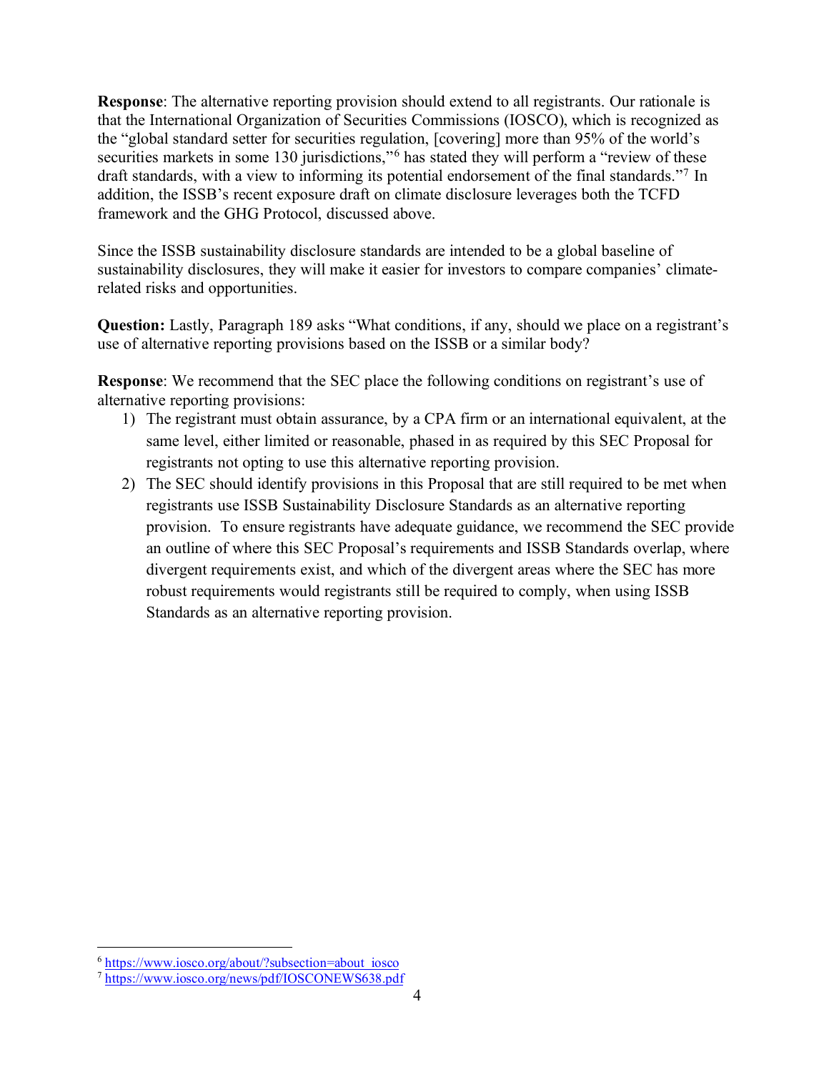**Response**: The alternative reporting provision should extend to all registrants. Our rationale is that the International Organization of Securities Commissions (IOSCO), which is recognized as the "global standard setter for securities regulation, [covering] more than 95% of the world's securities markets in some 130 jurisdictions,"[6] has stated they will perform a "review of these draft standards, with a view to informing its potential endorsement of the final standards."[7] In addition, the ISSB's recent exposure draft on climate disclosure leverages both the TCFD framework and the GHG Protocol, discussed above.

Since the ISSB sustainability disclosure standards are intended to be a global baseline of sustainability disclosures, they will make it easier for investors to compare companies' climate-related risks and opportunities.

**Question:** Lastly, Paragraph 189 asks "What conditions, if any, should we place on a registrant's use of alternative reporting provisions based on the ISSB or a similar body?

**Response**: We recommend that the SEC place the following conditions on registrant's use of alternative reporting provisions:

1) The registrant must obtain assurance, by a CPA firm or an international equivalent, at the same level, either limited or reasonable, phased in as required by this SEC Proposal for registrants not opting to use this alternative reporting provision.
2) The SEC should identify provisions in this Proposal that are still required to be met when registrants use ISSB Sustainability Disclosure Standards as an alternative reporting provision. To ensure registrants have adequate guidance, we recommend the SEC provide an outline of where this SEC Proposal's requirements and ISSB Standards overlap, where divergent requirements exist, and which of the divergent areas where the SEC has more robust requirements would registrants still be required to comply, when using ISSB Standards as an alternative reporting provision.

---

[6] https://www.iosco.org/about/?subsection=about_iosco

[7] https://www.iosco.org/news/pdf/IOSCONEWS638.pdf